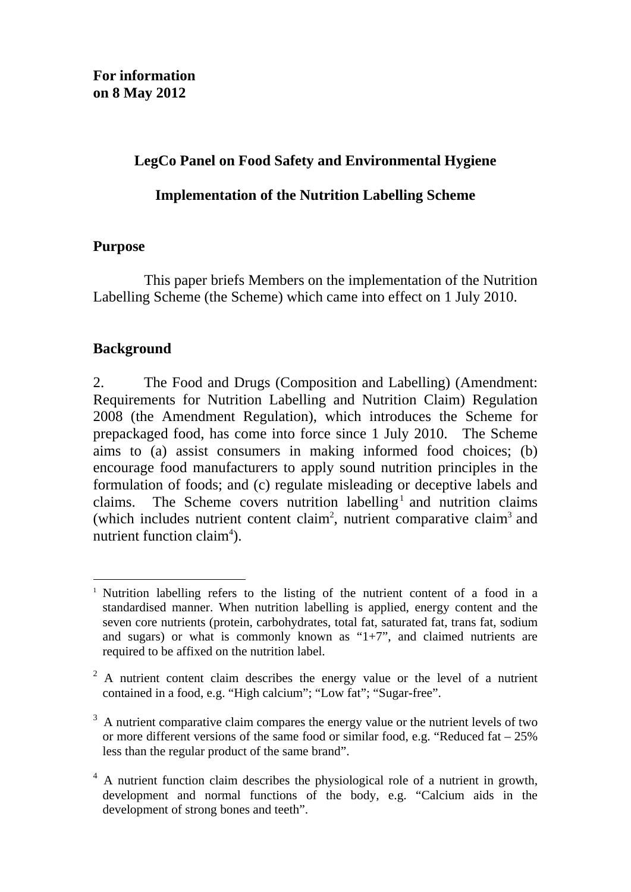**For information**
**on 8 May 2012**

## LegCo Panel on Food Safety and Environmental Hygiene

## Implementation of the Nutrition Labelling Scheme

### Purpose

This paper briefs Members on the implementation of the Nutrition Labelling Scheme (the Scheme) which came into effect on 1 July 2010.

### Background

2. The Food and Drugs (Composition and Labelling) (Amendment: Requirements for Nutrition Labelling and Nutrition Claim) Regulation 2008 (the Amendment Regulation), which introduces the Scheme for prepackaged food, has come into force since 1 July 2010. The Scheme aims to (a) assist consumers in making informed food choices; (b) encourage food manufacturers to apply sound nutrition principles in the formulation of foods; and (c) regulate misleading or deceptive labels and claims. The Scheme covers nutrition labelling[1] and nutrition claims (which includes nutrient content claim[2], nutrient comparative claim[3] and nutrient function claim[4]).

---

[1] Nutrition labelling refers to the listing of the nutrient content of a food in a standardised manner. When nutrition labelling is applied, energy content and the seven core nutrients (protein, carbohydrates, total fat, saturated fat, trans fat, sodium and sugars) or what is commonly known as "1+7", and claimed nutrients are required to be affixed on the nutrition label.

[2] A nutrient content claim describes the energy value or the level of a nutrient contained in a food, e.g. "High calcium"; "Low fat"; "Sugar-free".

[3] A nutrient comparative claim compares the energy value or the nutrient levels of two or more different versions of the same food or similar food, e.g. "Reduced fat – 25% less than the regular product of the same brand".

[4] A nutrient function claim describes the physiological role of a nutrient in growth, development and normal functions of the body, e.g. "Calcium aids in the development of strong bones and teeth".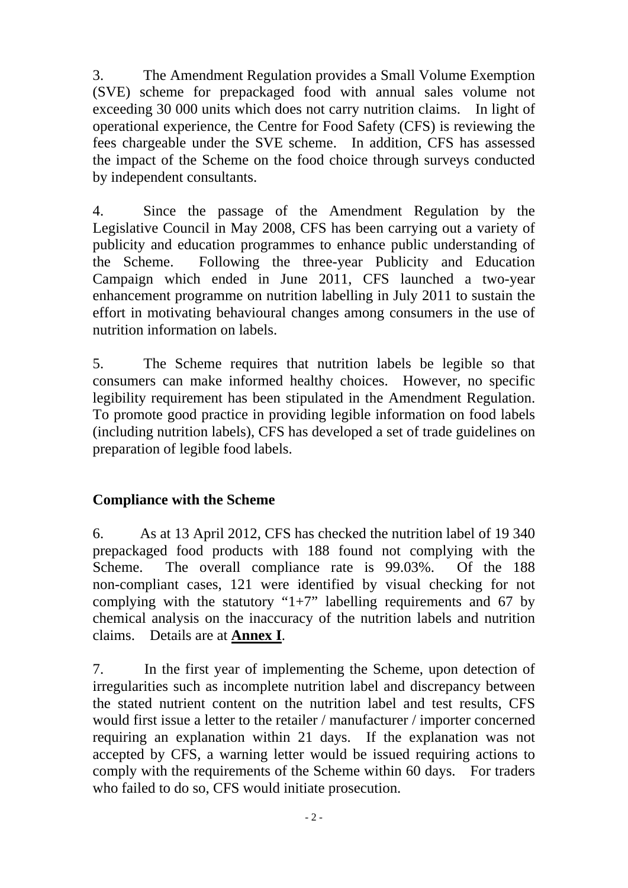3. The Amendment Regulation provides a Small Volume Exemption (SVE) scheme for prepackaged food with annual sales volume not exceeding 30 000 units which does not carry nutrition claims. In light of operational experience, the Centre for Food Safety (CFS) is reviewing the fees chargeable under the SVE scheme. In addition, CFS has assessed the impact of the Scheme on the food choice through surveys conducted by independent consultants.

4. Since the passage of the Amendment Regulation by the Legislative Council in May 2008, CFS has been carrying out a variety of publicity and education programmes to enhance public understanding of the Scheme. Following the three-year Publicity and Education Campaign which ended in June 2011, CFS launched a two-year enhancement programme on nutrition labelling in July 2011 to sustain the effort in motivating behavioural changes among consumers in the use of nutrition information on labels.

5. The Scheme requires that nutrition labels be legible so that consumers can make informed healthy choices. However, no specific legibility requirement has been stipulated in the Amendment Regulation. To promote good practice in providing legible information on food labels (including nutrition labels), CFS has developed a set of trade guidelines on preparation of legible food labels.

## Compliance with the Scheme

6. As at 13 April 2012, CFS has checked the nutrition label of 19 340 prepackaged food products with 188 found not complying with the Scheme. The overall compliance rate is 99.03%. Of the 188 non-compliant cases, 121 were identified by visual checking for not complying with the statutory "1+7" labelling requirements and 67 by chemical analysis on the inaccuracy of the nutrition labels and nutrition claims. Details are at **Annex I**.

7. In the first year of implementing the Scheme, upon detection of irregularities such as incomplete nutrition label and discrepancy between the stated nutrient content on the nutrition label and test results, CFS would first issue a letter to the retailer / manufacturer / importer concerned requiring an explanation within 21 days. If the explanation was not accepted by CFS, a warning letter would be issued requiring actions to comply with the requirements of the Scheme within 60 days. For traders who failed to do so, CFS would initiate prosecution.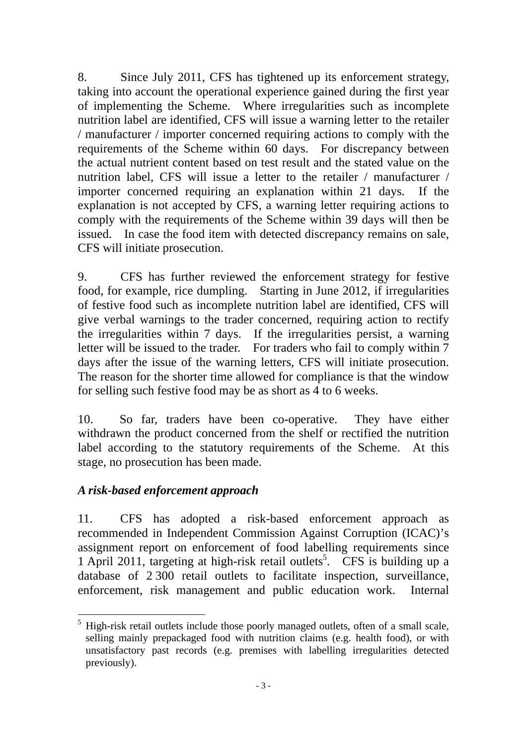8. Since July 2011, CFS has tightened up its enforcement strategy, taking into account the operational experience gained during the first year of implementing the Scheme. Where irregularities such as incomplete nutrition label are identified, CFS will issue a warning letter to the retailer / manufacturer / importer concerned requiring actions to comply with the requirements of the Scheme within 60 days. For discrepancy between the actual nutrient content based on test result and the stated value on the nutrition label, CFS will issue a letter to the retailer / manufacturer / importer concerned requiring an explanation within 21 days. If the explanation is not accepted by CFS, a warning letter requiring actions to comply with the requirements of the Scheme within 39 days will then be issued. In case the food item with detected discrepancy remains on sale, CFS will initiate prosecution.

9. CFS has further reviewed the enforcement strategy for festive food, for example, rice dumpling. Starting in June 2012, if irregularities of festive food such as incomplete nutrition label are identified, CFS will give verbal warnings to the trader concerned, requiring action to rectify the irregularities within 7 days. If the irregularities persist, a warning letter will be issued to the trader. For traders who fail to comply within 7 days after the issue of the warning letters, CFS will initiate prosecution. The reason for the shorter time allowed for compliance is that the window for selling such festive food may be as short as 4 to 6 weeks.

10. So far, traders have been co-operative. They have either withdrawn the product concerned from the shelf or rectified the nutrition label according to the statutory requirements of the Scheme. At this stage, no prosecution has been made.

***A risk-based enforcement approach***

11. CFS has adopted a risk-based enforcement approach as recommended in Independent Commission Against Corruption (ICAC)'s assignment report on enforcement of food labelling requirements since 1 April 2011, targeting at high-risk retail outlets[5]. CFS is building up a database of 2 300 retail outlets to facilitate inspection, surveillance, enforcement, risk management and public education work. Internal

---

[5] High-risk retail outlets include those poorly managed outlets, often of a small scale, selling mainly prepackaged food with nutrition claims (e.g. health food), or with unsatisfactory past records (e.g. premises with labelling irregularities detected previously).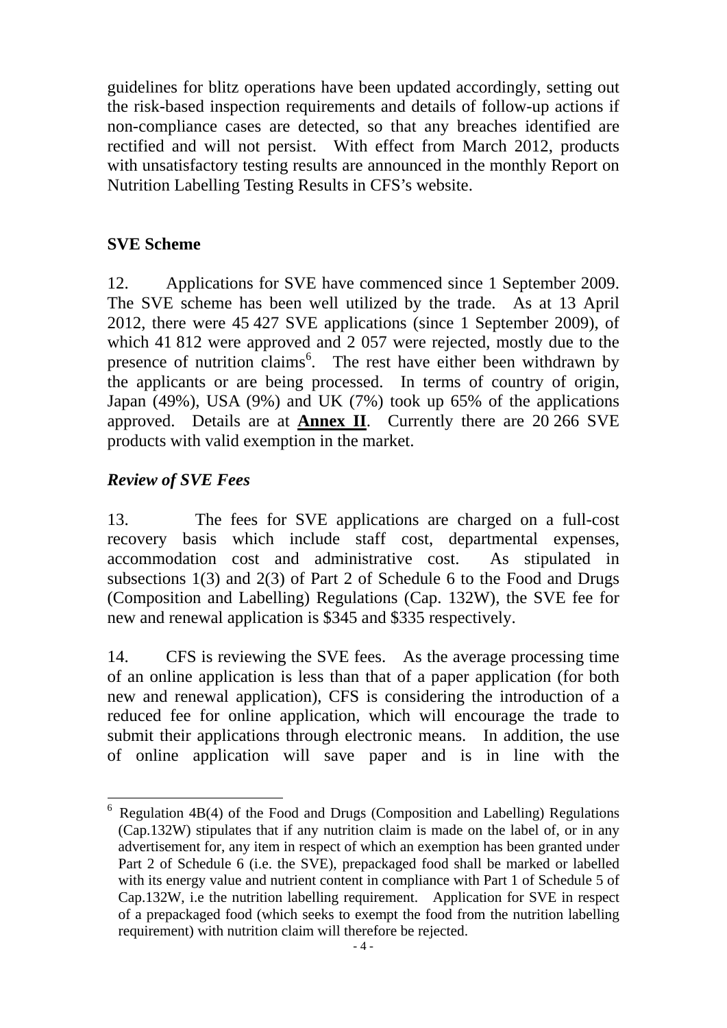guidelines for blitz operations have been updated accordingly, setting out the risk-based inspection requirements and details of follow-up actions if non-compliance cases are detected, so that any breaches identified are rectified and will not persist. With effect from March 2012, products with unsatisfactory testing results are announced in the monthly Report on Nutrition Labelling Testing Results in CFS's website.

## SVE Scheme

12. Applications for SVE have commenced since 1 September 2009. The SVE scheme has been well utilized by the trade. As at 13 April 2012, there were 45 427 SVE applications (since 1 September 2009), of which 41 812 were approved and 2 057 were rejected, mostly due to the presence of nutrition claims[6]. The rest have either been withdrawn by the applicants or are being processed. In terms of country of origin, Japan (49%), USA (9%) and UK (7%) took up 65% of the applications approved. Details are at **Annex II**. Currently there are 20 266 SVE products with valid exemption in the market.

### *Review of SVE Fees*

13. The fees for SVE applications are charged on a full-cost recovery basis which include staff cost, departmental expenses, accommodation cost and administrative cost. As stipulated in subsections 1(3) and 2(3) of Part 2 of Schedule 6 to the Food and Drugs (Composition and Labelling) Regulations (Cap. 132W), the SVE fee for new and renewal application is $345 and $335 respectively.

14. CFS is reviewing the SVE fees. As the average processing time of an online application is less than that of a paper application (for both new and renewal application), CFS is considering the introduction of a reduced fee for online application, which will encourage the trade to submit their applications through electronic means. In addition, the use of online application will save paper and is in line with the

---

[6] Regulation 4B(4) of the Food and Drugs (Composition and Labelling) Regulations (Cap.132W) stipulates that if any nutrition claim is made on the label of, or in any advertisement for, any item in respect of which an exemption has been granted under Part 2 of Schedule 6 (i.e. the SVE), prepackaged food shall be marked or labelled with its energy value and nutrient content in compliance with Part 1 of Schedule 5 of Cap.132W, i.e the nutrition labelling requirement. Application for SVE in respect of a prepackaged food (which seeks to exempt the food from the nutrition labelling requirement) with nutrition claim will therefore be rejected.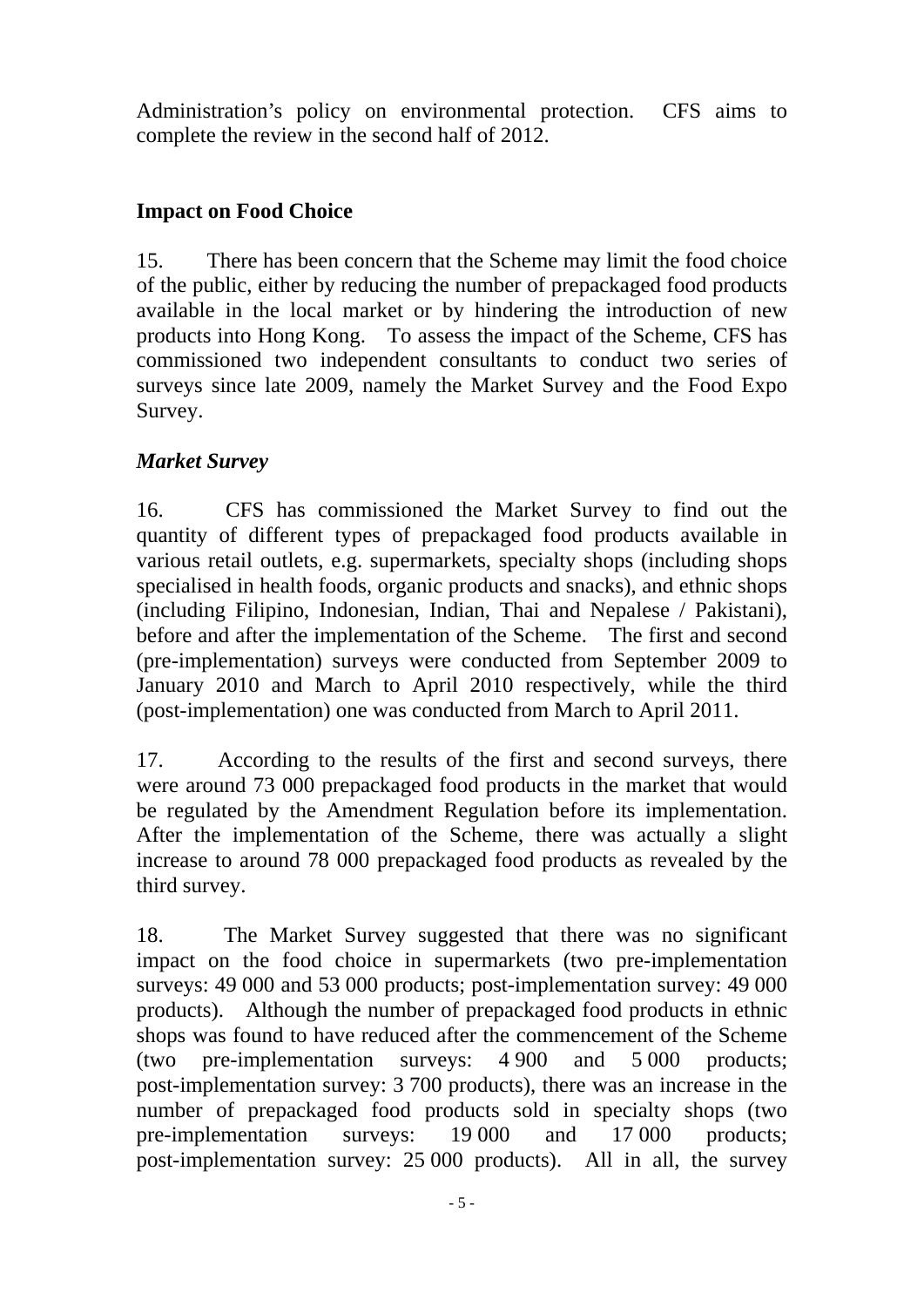Administration's policy on environmental protection. CFS aims to complete the review in the second half of 2012.

**Impact on Food Choice**

15. There has been concern that the Scheme may limit the food choice of the public, either by reducing the number of prepackaged food products available in the local market or by hindering the introduction of new products into Hong Kong. To assess the impact of the Scheme, CFS has commissioned two independent consultants to conduct two series of surveys since late 2009, namely the Market Survey and the Food Expo Survey.

***Market Survey***

16. CFS has commissioned the Market Survey to find out the quantity of different types of prepackaged food products available in various retail outlets, e.g. supermarkets, specialty shops (including shops specialised in health foods, organic products and snacks), and ethnic shops (including Filipino, Indonesian, Indian, Thai and Nepalese / Pakistani), before and after the implementation of the Scheme. The first and second (pre-implementation) surveys were conducted from September 2009 to January 2010 and March to April 2010 respectively, while the third (post-implementation) one was conducted from March to April 2011.

17. According to the results of the first and second surveys, there were around 73 000 prepackaged food products in the market that would be regulated by the Amendment Regulation before its implementation. After the implementation of the Scheme, there was actually a slight increase to around 78 000 prepackaged food products as revealed by the third survey.

18. The Market Survey suggested that there was no significant impact on the food choice in supermarkets (two pre-implementation surveys: 49 000 and 53 000 products; post-implementation survey: 49 000 products). Although the number of prepackaged food products in ethnic shops was found to have reduced after the commencement of the Scheme (two pre-implementation surveys: 4 900 and 5 000 products; post-implementation survey: 3 700 products), there was an increase in the number of prepackaged food products sold in specialty shops (two pre-implementation surveys: 19 000 and 17 000 products; post-implementation survey: 25 000 products). All in all, the survey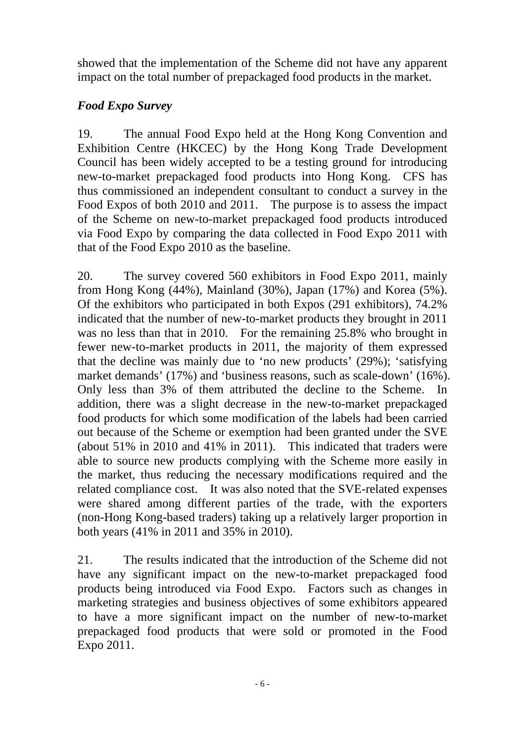showed that the implementation of the Scheme did not have any apparent impact on the total number of prepackaged food products in the market.

### *Food Expo Survey*

19. The annual Food Expo held at the Hong Kong Convention and Exhibition Centre (HKCEC) by the Hong Kong Trade Development Council has been widely accepted to be a testing ground for introducing new-to-market prepackaged food products into Hong Kong. CFS has thus commissioned an independent consultant to conduct a survey in the Food Expos of both 2010 and 2011. The purpose is to assess the impact of the Scheme on new-to-market prepackaged food products introduced via Food Expo by comparing the data collected in Food Expo 2011 with that of the Food Expo 2010 as the baseline.

20. The survey covered 560 exhibitors in Food Expo 2011, mainly from Hong Kong (44%), Mainland (30%), Japan (17%) and Korea (5%). Of the exhibitors who participated in both Expos (291 exhibitors), 74.2% indicated that the number of new-to-market products they brought in 2011 was no less than that in 2010. For the remaining 25.8% who brought in fewer new-to-market products in 2011, the majority of them expressed that the decline was mainly due to 'no new products' (29%); 'satisfying market demands' (17%) and 'business reasons, such as scale-down' (16%). Only less than 3% of them attributed the decline to the Scheme. In addition, there was a slight decrease in the new-to-market prepackaged food products for which some modification of the labels had been carried out because of the Scheme or exemption had been granted under the SVE (about 51% in 2010 and 41% in 2011). This indicated that traders were able to source new products complying with the Scheme more easily in the market, thus reducing the necessary modifications required and the related compliance cost. It was also noted that the SVE-related expenses were shared among different parties of the trade, with the exporters (non-Hong Kong-based traders) taking up a relatively larger proportion in both years (41% in 2011 and 35% in 2010).

21. The results indicated that the introduction of the Scheme did not have any significant impact on the new-to-market prepackaged food products being introduced via Food Expo. Factors such as changes in marketing strategies and business objectives of some exhibitors appeared to have a more significant impact on the number of new-to-market prepackaged food products that were sold or promoted in the Food Expo 2011.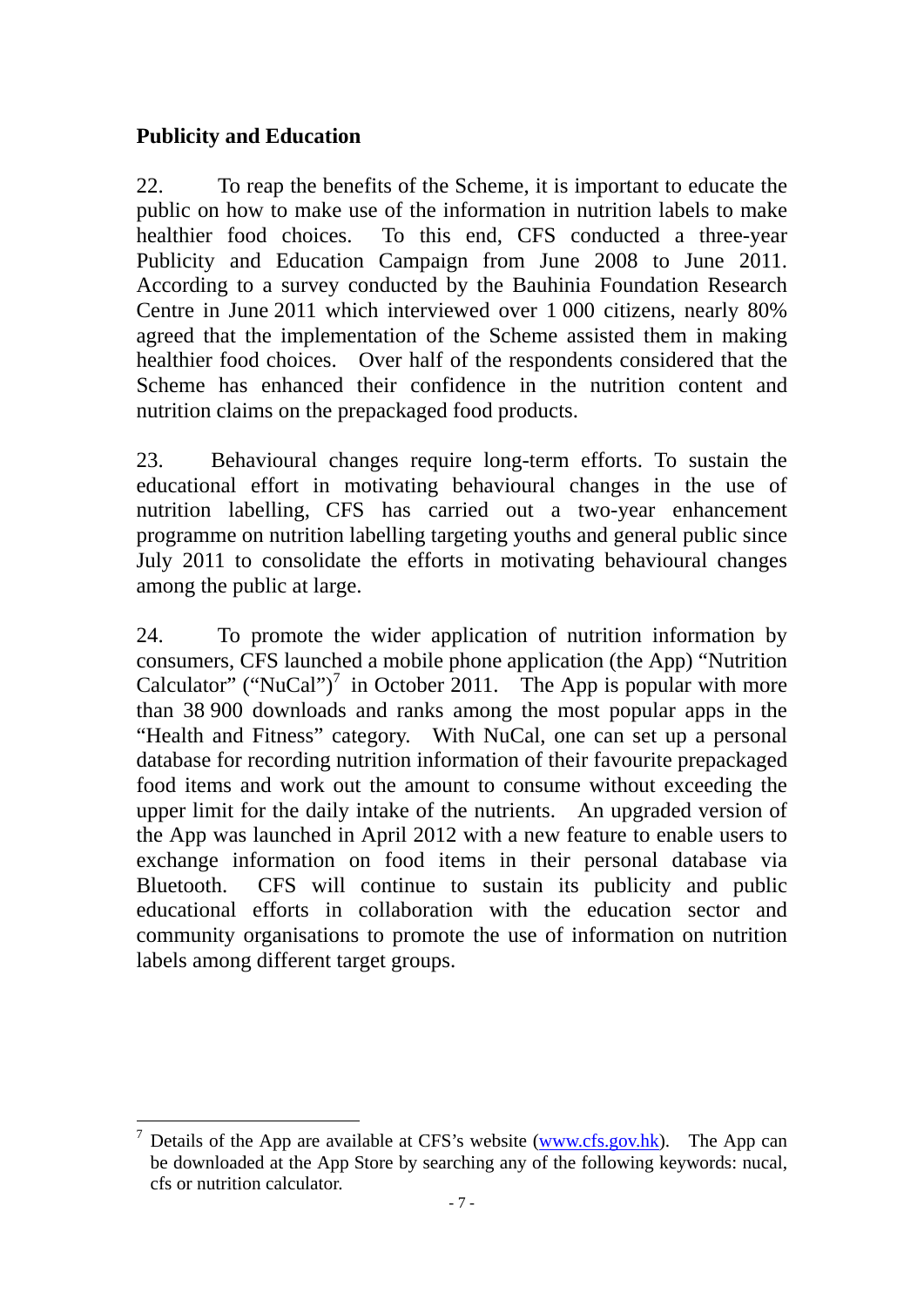## Publicity and Education

22. To reap the benefits of the Scheme, it is important to educate the public on how to make use of the information in nutrition labels to make healthier food choices. To this end, CFS conducted a three-year Publicity and Education Campaign from June 2008 to June 2011. According to a survey conducted by the Bauhinia Foundation Research Centre in June 2011 which interviewed over 1 000 citizens, nearly 80% agreed that the implementation of the Scheme assisted them in making healthier food choices. Over half of the respondents considered that the Scheme has enhanced their confidence in the nutrition content and nutrition claims on the prepackaged food products.

23. Behavioural changes require long-term efforts. To sustain the educational effort in motivating behavioural changes in the use of nutrition labelling, CFS has carried out a two-year enhancement programme on nutrition labelling targeting youths and general public since July 2011 to consolidate the efforts in motivating behavioural changes among the public at large.

24. To promote the wider application of nutrition information by consumers, CFS launched a mobile phone application (the App) "Nutrition Calculator" ("NuCal")[7] in October 2011. The App is popular with more than 38 900 downloads and ranks among the most popular apps in the "Health and Fitness" category. With NuCal, one can set up a personal database for recording nutrition information of their favourite prepackaged food items and work out the amount to consume without exceeding the upper limit for the daily intake of the nutrients. An upgraded version of the App was launched in April 2012 with a new feature to enable users to exchange information on food items in their personal database via Bluetooth. CFS will continue to sustain its publicity and public educational efforts in collaboration with the education sector and community organisations to promote the use of information on nutrition labels among different target groups.

---

[7] Details of the App are available at CFS's website (www.cfs.gov.hk). The App can be downloaded at the App Store by searching any of the following keywords: nucal, cfs or nutrition calculator.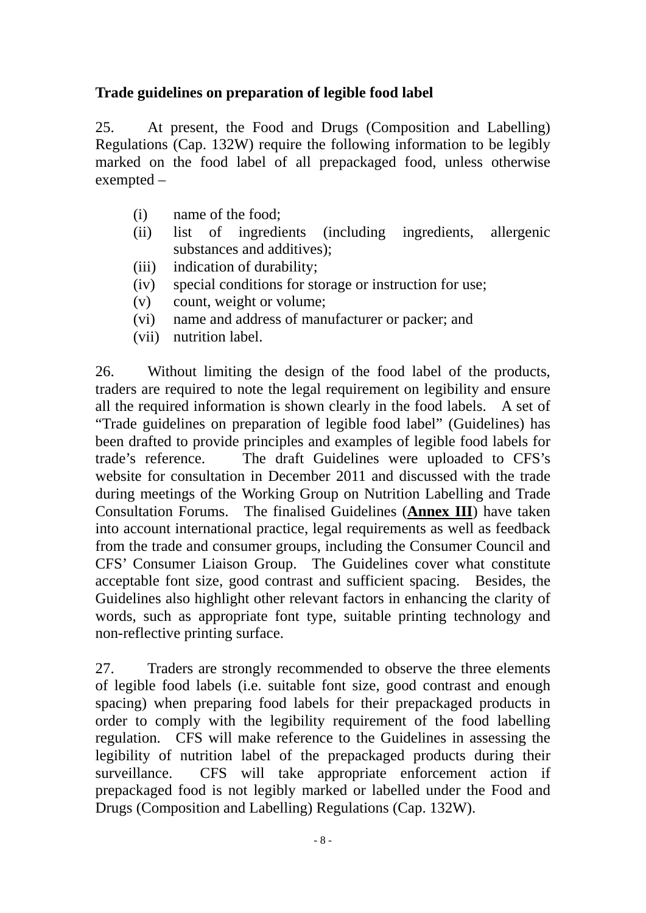**Trade guidelines on preparation of legible food label**

25. At present, the Food and Drugs (Composition and Labelling) Regulations (Cap. 132W) require the following information to be legibly marked on the food label of all prepackaged food, unless otherwise exempted –

(i) name of the food;
(ii) list of ingredients (including ingredients, allergenic substances and additives);
(iii) indication of durability;
(iv) special conditions for storage or instruction for use;
(v) count, weight or volume;
(vi) name and address of manufacturer or packer; and
(vii) nutrition label.

26. Without limiting the design of the food label of the products, traders are required to note the legal requirement on legibility and ensure all the required information is shown clearly in the food labels. A set of "Trade guidelines on preparation of legible food label" (Guidelines) has been drafted to provide principles and examples of legible food labels for trade's reference. The draft Guidelines were uploaded to CFS's website for consultation in December 2011 and discussed with the trade during meetings of the Working Group on Nutrition Labelling and Trade Consultation Forums. The finalised Guidelines (**Annex III**) have taken into account international practice, legal requirements as well as feedback from the trade and consumer groups, including the Consumer Council and CFS' Consumer Liaison Group. The Guidelines cover what constitute acceptable font size, good contrast and sufficient spacing. Besides, the Guidelines also highlight other relevant factors in enhancing the clarity of words, such as appropriate font type, suitable printing technology and non-reflective printing surface.

27. Traders are strongly recommended to observe the three elements of legible food labels (i.e. suitable font size, good contrast and enough spacing) when preparing food labels for their prepackaged products in order to comply with the legibility requirement of the food labelling regulation. CFS will make reference to the Guidelines in assessing the legibility of nutrition label of the prepackaged products during their surveillance. CFS will take appropriate enforcement action if prepackaged food is not legibly marked or labelled under the Food and Drugs (Composition and Labelling) Regulations (Cap. 132W).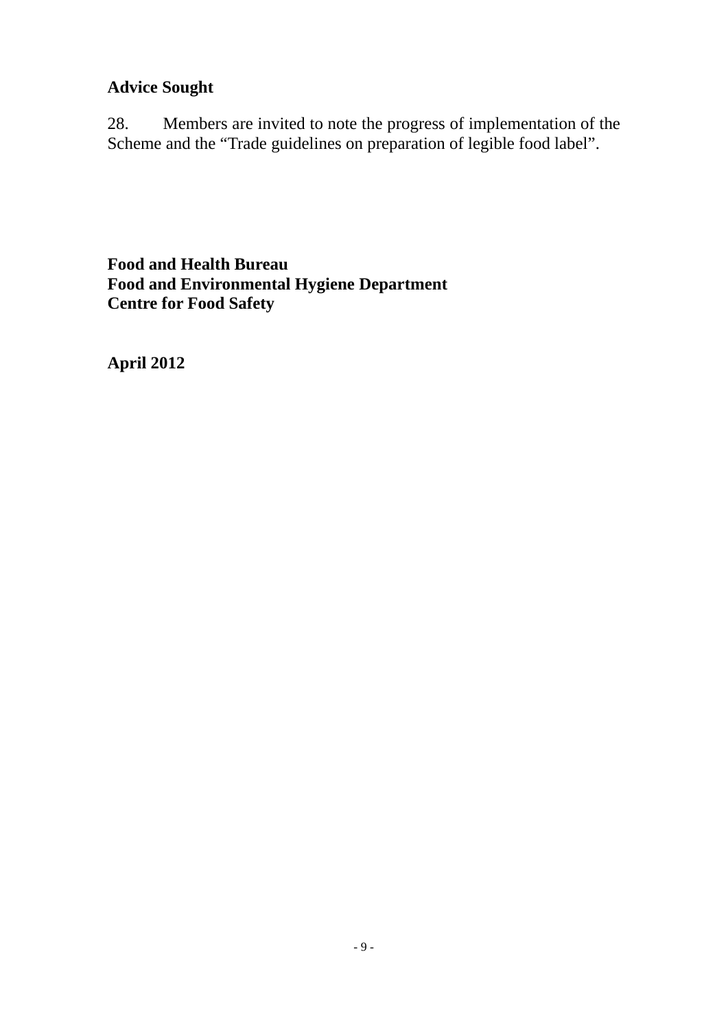**Advice Sought**

28. Members are invited to note the progress of implementation of the Scheme and the "Trade guidelines on preparation of legible food label".

**Food and Health Bureau**
**Food and Environmental Hygiene Department**
**Centre for Food Safety**

**April 2012**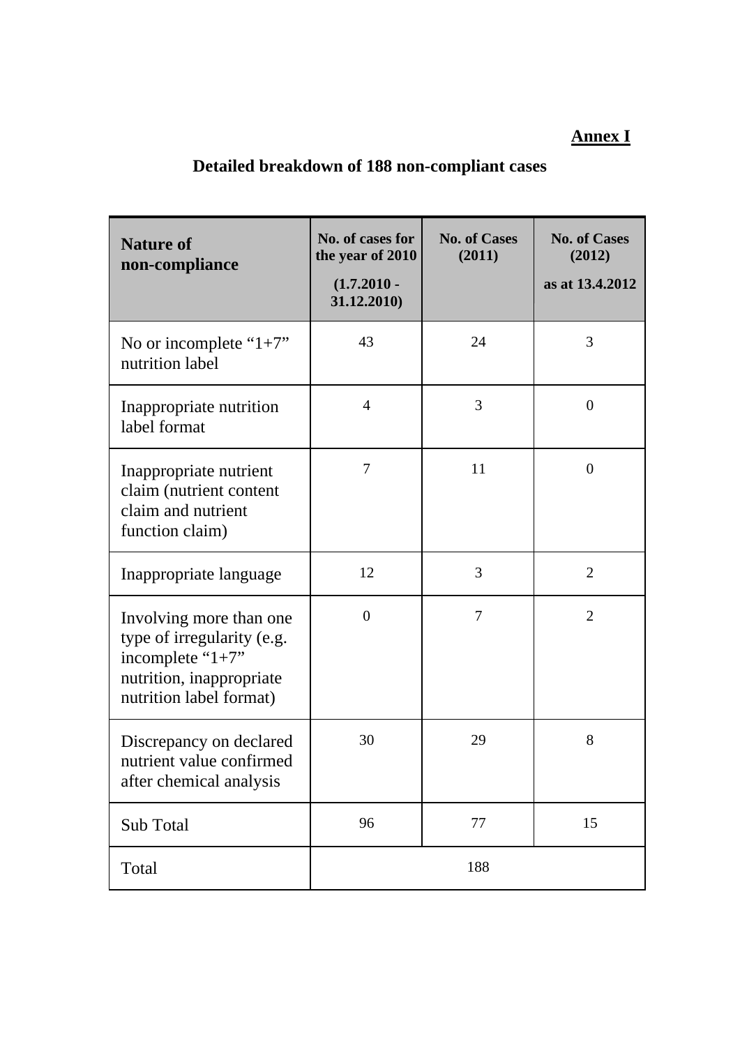**Annex I**

## Detailed breakdown of 188 non-compliant cases

| Nature of non-compliance | No. of cases for the year of 2010 (1.7.2010 - 31.12.2010) | No. of Cases (2011) | No. of Cases (2012) as at 13.4.2012 |
|---|---|---|---|
| No or incomplete "1+7" nutrition label | 43 | 24 | 3 |
| Inappropriate nutrition label format | 4 | 3 | 0 |
| Inappropriate nutrient claim (nutrient content claim and nutrient function claim) | 7 | 11 | 0 |
| Inappropriate language | 12 | 3 | 2 |
| Involving more than one type of irregularity (e.g. incomplete "1+7" nutrition, inappropriate nutrition label format) | 0 | 7 | 2 |
| Discrepancy on declared nutrient value confirmed after chemical analysis | 30 | 29 | 8 |
| Sub Total | 96 | 77 | 15 |
| Total | 188 | | |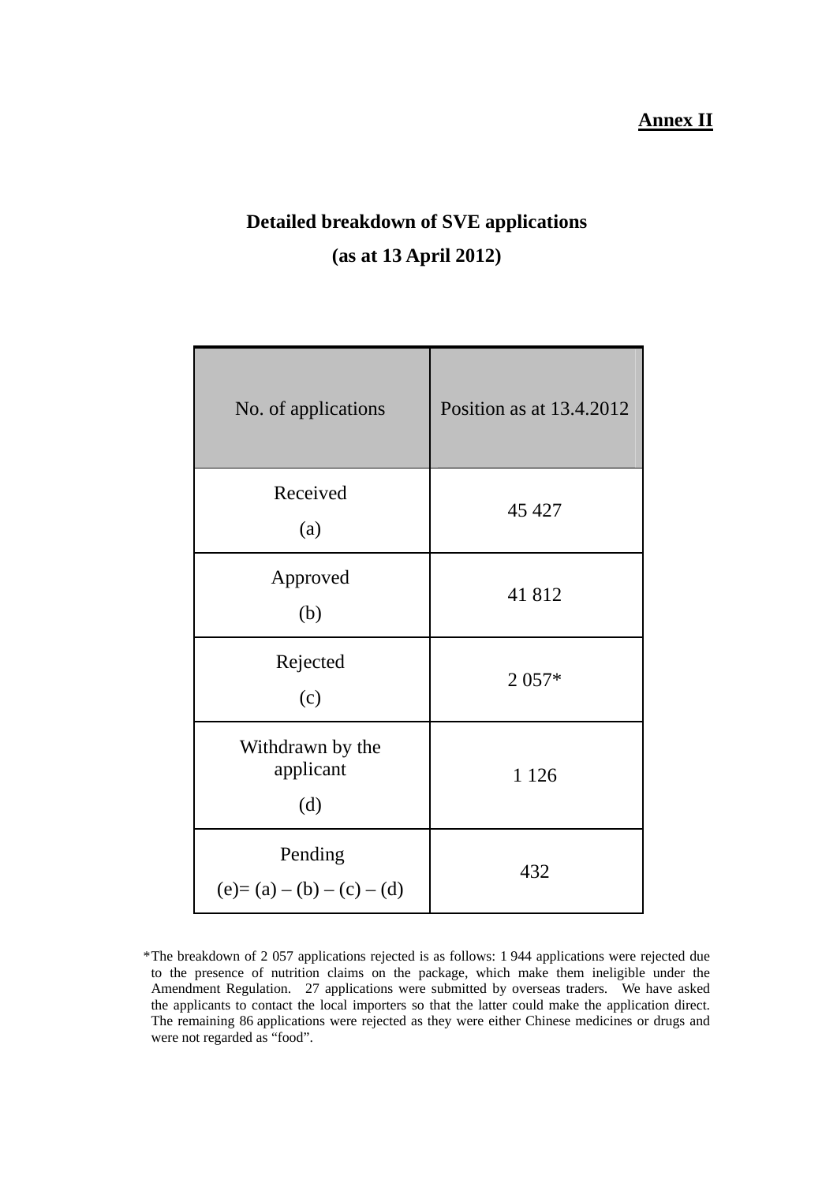**Annex II**

# Detailed breakdown of SVE applications

## (as at 13 April 2012)

| No. of applications | Position as at 13.4.2012 |
|---|---|
| Received (a) | 45 427 |
| Approved (b) | 41 812 |
| Rejected (c) | 2 057* |
| Withdrawn by the applicant (d) | 1 126 |
| Pending (e)= (a) – (b) – (c) – (d) | 432 |

*The breakdown of 2 057 applications rejected is as follows: 1 944 applications were rejected due to the presence of nutrition claims on the package, which make them ineligible under the Amendment Regulation. 27 applications were submitted by overseas traders. We have asked the applicants to contact the local importers so that the latter could make the application direct. The remaining 86 applications were rejected as they were either Chinese medicines or drugs and were not regarded as "food".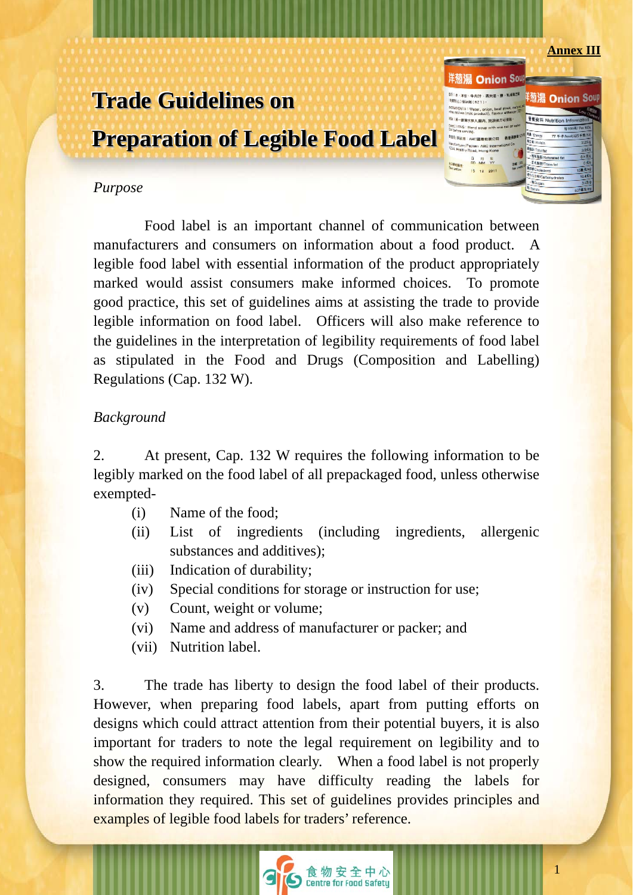**Annex III**

# Trade Guidelines on Preparation of Legible Food Label

*Purpose*

Food label is an important channel of communication between manufacturers and consumers on information about a food product. A legible food label with essential information of the product appropriately marked would assist consumers make informed choices. To promote good practice, this set of guidelines aims at assisting the trade to provide legible information on food label. Officers will also make reference to the guidelines in the interpretation of legibility requirements of food label as stipulated in the Food and Drugs (Composition and Labelling) Regulations (Cap. 132 W).

*Background*

2. At present, Cap. 132 W requires the following information to be legibly marked on the food label of all prepackaged food, unless otherwise exempted-

- (i) Name of the food;
- (ii) List of ingredients (including ingredients, allergenic substances and additives);
- (iii) Indication of durability;
- (iv) Special conditions for storage or instruction for use;
- (v) Count, weight or volume;
- (vi) Name and address of manufacturer or packer; and
- (vii) Nutrition label.

3. The trade has liberty to design the food label of their products. However, when preparing food labels, apart from putting efforts on designs which could attract attention from their potential buyers, it is also important for traders to note the legal requirement on legibility and to show the required information clearly. When a food label is not properly designed, consumers may have difficulty reading the labels for information they required. This set of guidelines provides principles and examples of legible food labels for traders' reference.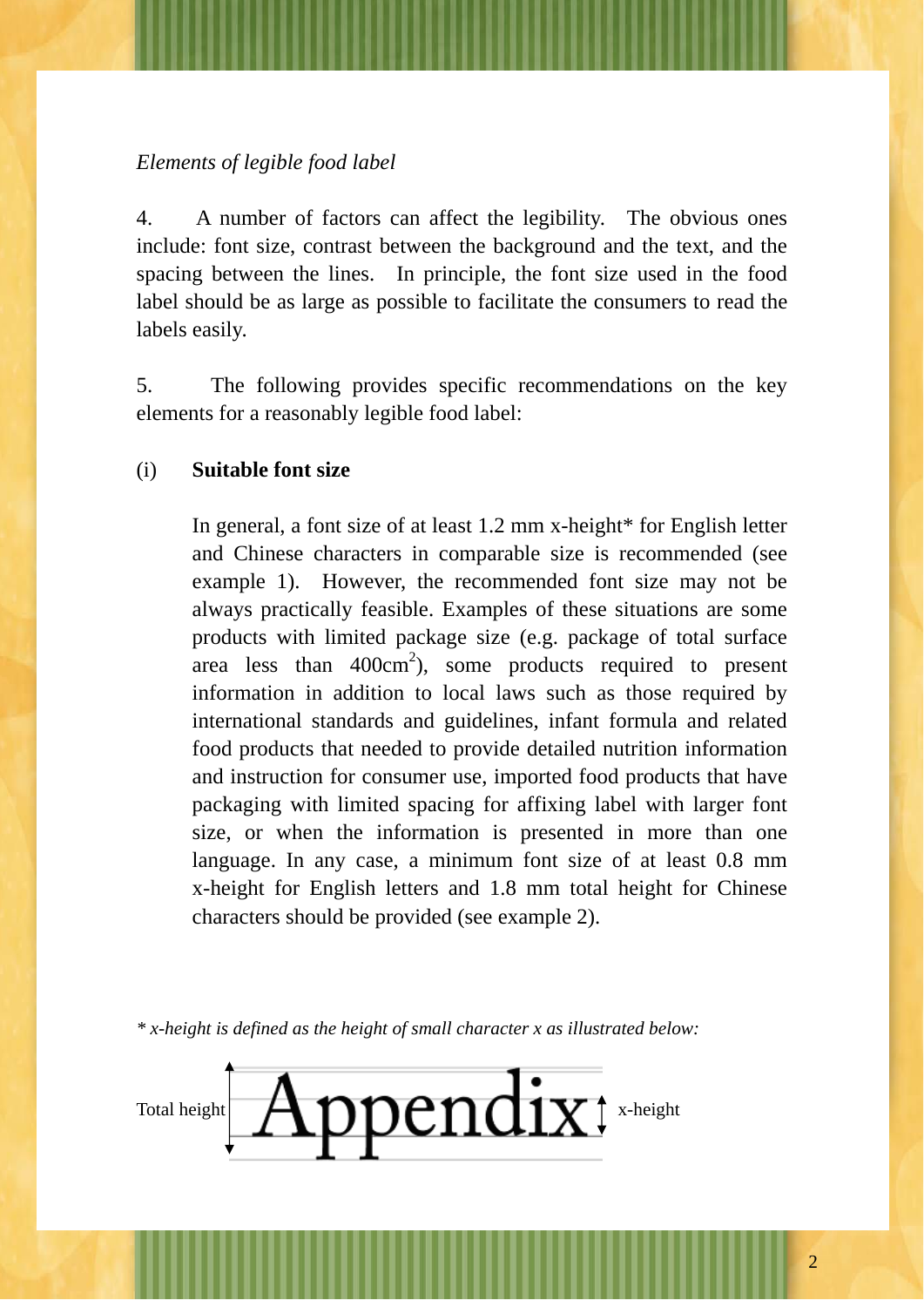*Elements of legible food label*

4. A number of factors can affect the legibility. The obvious ones include: font size, contrast between the background and the text, and the spacing between the lines. In principle, the font size used in the food label should be as large as possible to facilitate the consumers to read the labels easily.

5. The following provides specific recommendations on the key elements for a reasonably legible food label:

(i) **Suitable font size**

In general, a font size of at least 1.2 mm x-height* for English letter and Chinese characters in comparable size is recommended (see example 1). However, the recommended font size may not be always practically feasible. Examples of these situations are some products with limited package size (e.g. package of total surface area less than 400cm$^2$), some products required to present information in addition to local laws such as those required by international standards and guidelines, infant formula and related food products that needed to provide detailed nutrition information and instruction for consumer use, imported food products that have packaging with limited spacing for affixing label with larger font size, or when the information is presented in more than one language. In any case, a minimum font size of at least 0.8 mm x-height for English letters and 1.8 mm total height for Chinese characters should be provided (see example 2).

*\* x-height is defined as the height of small character x as illustrated below:*

Total height Appendix x-height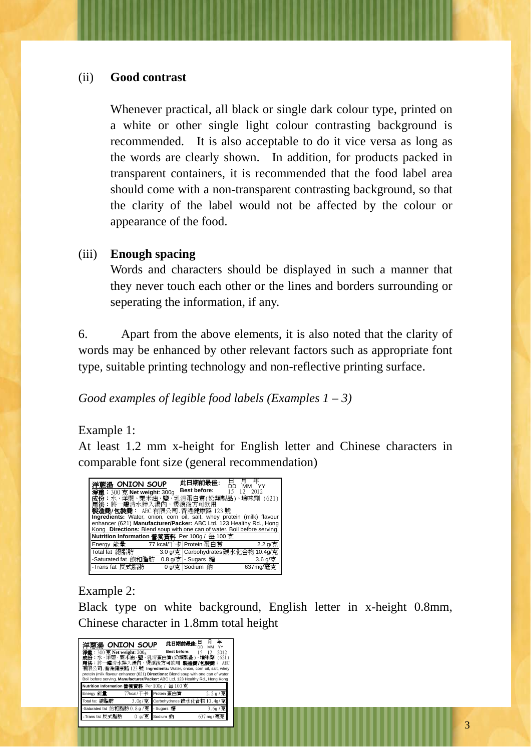(ii) **Good contrast**

Whenever practical, all black or single dark colour type, printed on a white or other single light colour contrasting background is recommended. It is also acceptable to do it vice versa as long as the words are clearly shown. In addition, for products packed in transparent containers, it is recommended that the food label area should come with a non-transparent contrasting background, so that the clarity of the label would not be affected by the colour or appearance of the food.

(iii) **Enough spacing**

Words and characters should be displayed in such a manner that they never touch each other or the lines and borders surrounding or seperating the information, if any.

6. Apart from the above elements, it is also noted that the clarity of words may be enhanced by other relevant factors such as appropriate font type, suitable printing technology and non-reflective printing surface.

*Good examples of legible food labels (Examples 1 – 3)*

Example 1:

At least 1.2 mm x-height for English letter and Chinese characters in comparable font size (general recommendation)

**洋蔥湯 ONION SOUP** **此日期前最佳**: 日 月 年 DD MM YY
**淨重**：300 克 **Net weight**: 300g **Best before**: 15 12 2012
**成份**：水、洋蔥、粟米油、鹽、乳清蛋白質(奶類製品)、增味劑 (621)
**用法**：將一罐清水拌入湯內，煲滾後方可飲用
**製造商/包裝商**： ABC 有限公司, 香港健康路 123 號
**Ingredients:** Water, onion, corn oil, salt, whey protein (milk) flavour enhancer (621) **Manufacturer/Packer:** ABC Ltd. 123 Healthy Rd., Hong Kong **Directions:** Blend soup with one can of water. Boil before serving.

| **Nutrition Information 營養資料** Per 100g / 每 100 克 | | | |
|---|---|---|---|
| Energy 能量 | 77 kcal/千卡 | Protein 蛋白質 | 2.2 g/克 |
| Total fat 總脂肪 | 3.0 g/克 | Carbohydrates 碳水化合物 | 10.4g/克 |
| -Saturated fat 飽和脂肪 | 0.8 g/克 | - Sugars 糖 | 3.6 g/克 |
| -Trans fat 反式脂肪 | 0 g/克 | Sodium 鈉 | 637mg/毫克 |

Example 2:

Black type on white background, English letter in x-height 0.8mm, Chinese character in 1.8mm total height

**洋蔥湯 ONION SOUP** **此日期前最佳**: 日 月 年 DD MM YY
**淨重**：300 克 **Net weight**: 300g **Best before**: 15 12 2012
**成份**：水、洋蔥、粟米油、鹽、乳清蛋白質(奶類製品)、增味劑 (621)
**用法**：將一罐清水拌入湯內，煲滾後方可飲用 **製造商/包裝商**： ABC 有限公司, 香港健康路 123 號 **Ingredients:** Water, onion, corn oil, salt, whey protein (milk flavour enhancer (621) **Directions:** Blend soup with one can of water. Boil before serving. **Manufacturer/Packer:** ABC Ltd. 123 Healthy Rd., Hong Kong

| **Nutrition Information 營養資料** Per 100g / 每 100 克 | | | |
|---|---|---|---|
| Energy 能量 | 77kcal/千卡 | Protein 蛋白質 | 2.2 g/克 |
| Total fat 總脂肪 | 3.0g/克 | Carbohydrates 碳水化合物 | 10.4g/克 |
| -Saturated fat 飽和脂肪 | 0.8 g/克 | - Sugars 糖 | 3.6g/克 |
| - Trans fat 反式脂肪 | 0 g/克 | Sodium 鈉 | 637mg/毫克 |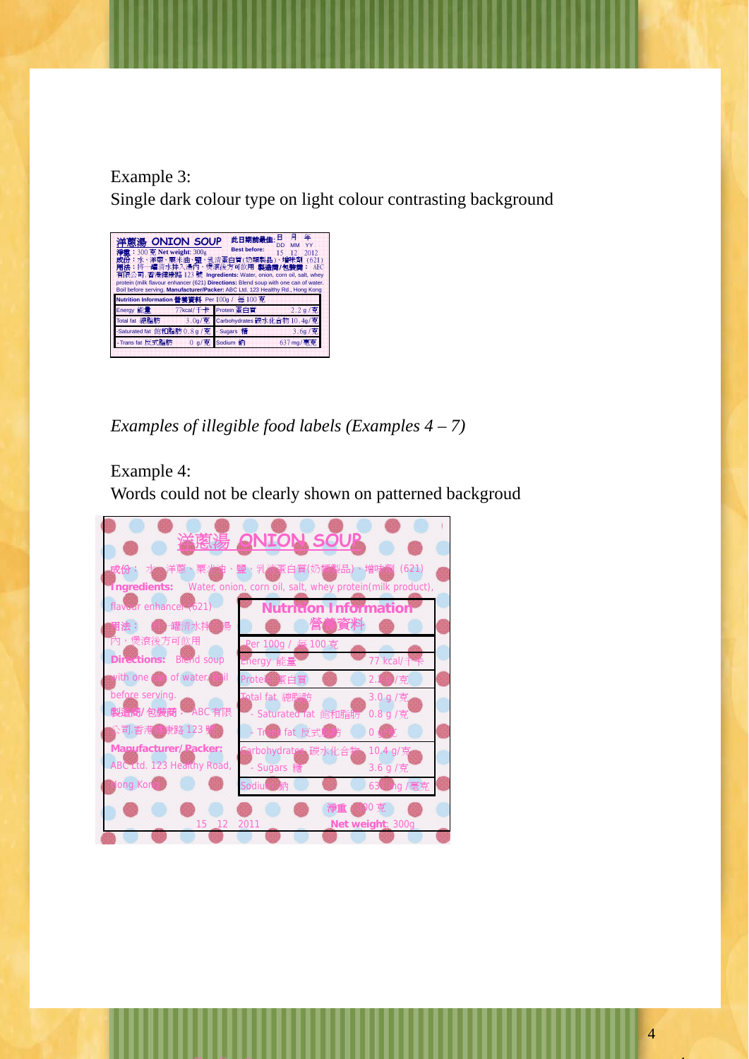Example 3:

Single dark colour type on light colour contrasting background

洋蔥湯 ONION SOUP 此日期前最佳: 日 DD 月 MM 年 YY Best before: 15 12 2012

淨重：300 克 Net weight: 300g

成份：水、洋蔥、粟米油、鹽、乳清蛋白質(奶類製品)、增味劑 (621)

用法：將一罐清水拌入湯內，煲滾後方可飲用 製造商/包裝商：ABC 有限公司, 香港健康路 123 號 Ingredients: Water, onion, corn oil, salt, whey protein (milk flavour enhancer (621) Directions: Blend soup with one can of water. Boil before serving. Manufacturer/Packer: ABC Ltd. 123 Healthy Rd., Hong Kong

| Nutrition Information 營養資料 Per 100g / 每 100 克 | | | |
|---|---|---|---|
| Energy 能量 | 77kcal/ 千卡 | Protein 蛋白質 | 2.2 g / 克 |
| Total fat 總脂肪 | 3.0g / 克 | Carbohydrates 碳水化合物 | 10.4g / 克 |
| -Saturated fat 飽和脂肪 | 0.8 g / 克 | -Sugars 糖 | 3.6g / 克 |
| -Trans fat 反式脂肪 | 0 g/ 克 | Sodium 鈉 | 637 mg / 毫克 |

*Examples of illegible food labels (Examples 4 – 7)*

Example 4:

Words could not be clearly shown on patterned backgroud

洋蔥湯 ONION SOUP

成份：水、洋蔥、粟米油、鹽、乳清蛋白質(奶類製品)、增味劑 (621)

Ingredients: Water, onion, corn oil, salt, whey protein(milk product), flavour enhancer (621)

用法：將一罐清水拌入湯內，煲滾後方可飲用

Directions: Blend soup with one can of water. Boil before serving.

製造商/包裝商：ABC 有限公司 香港健康路 123 號

Manufacturer/ Packer: ABC Ltd. 123 Healthy Road, Hong Kong

| Nutrition Information 營養資料 | |
|---|---|
| Per 100g / 每 100 克 | |
| Energy 能量 | 77 kcal/ 千卡 |
| Protein 蛋白質 | 2.2 g/克 |
| Total fat 總脂肪 | 3.0 g /克 |
| - Saturated fat 飽和脂肪 | 0.8 g /克 |
| - Trans fat 反式脂肪 | 0 g/克 |
| Carbohydrates 碳水化合物 | 10.4 g/克 |
| - Sugars 糖 | 3.6 g /克 |
| Sodium 鈉 | 637 mg /毫克 |

淨重 300 克

15 12 2011 Net weight 300g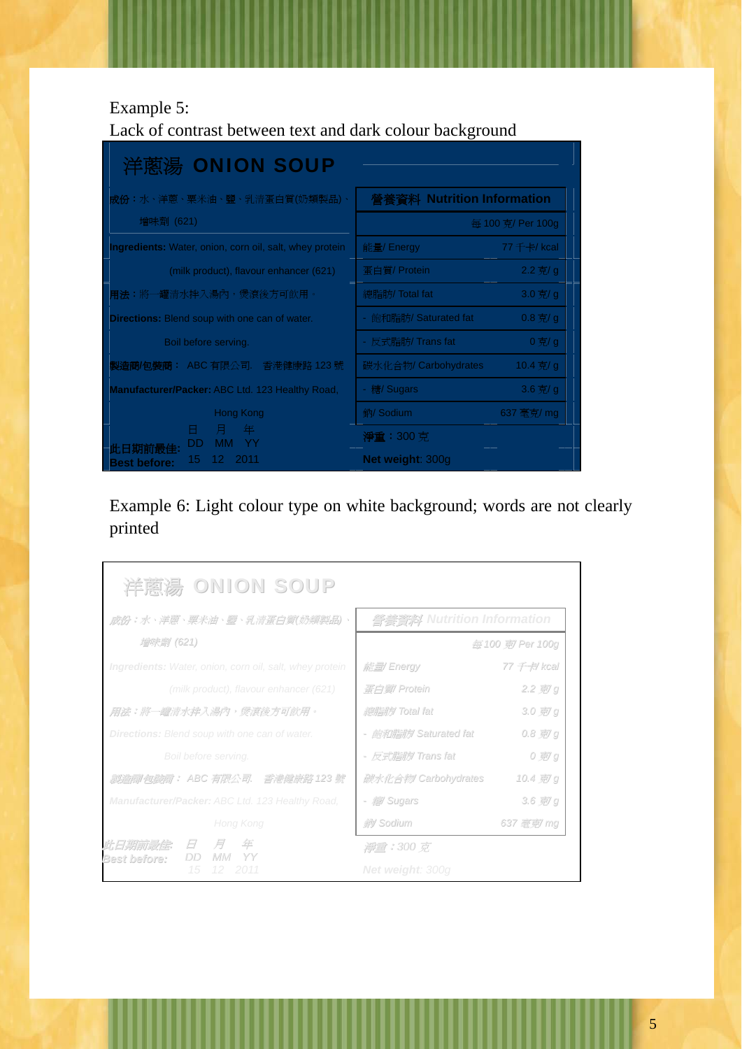Example 5:
Lack of contrast between text and dark colour background

## 洋蔥湯 ONION SOUP

成份：水、洋蔥、粟米油、鹽、乳清蛋白質(奶類製品)、增味劑 (621)

**Ingredients:** Water, onion, corn oil, salt, whey protein (milk product), flavour enhancer (621)

用法：將一罐清水拌入湯內，煲滾後方可飲用。

**Directions:** Blend soup with one can of water. Boil before serving.

製造商/包裝商： ABC 有限公司. 香港健康路 123 號

**Manufacturer/Packer:** ABC Ltd. 123 Healthy Road, Hong Kong

此日期前最佳: 日 月 年 / DD MM YY / 15 12 2011
**Best before:**

| 營養資料 Nutrition Information | |
|---|---|
| | 每 100 克/ Per 100g |
| 能量/ Energy | 77 千卡/ kcal |
| 蛋白質/ Protein | 2.2 克/ g |
| 總脂肪/ Total fat | 3.0 克/ g |
| - 飽和脂肪/ Saturated fat | 0.8 克/ g |
| - 反式脂肪/ Trans fat | 0 克/ g |
| 碳水化合物/ Carbohydrates | 10.4 克/ g |
| - 糖/ Sugars | 3.6 克/ g |
| 鈉/ Sodium | 637 毫克/ mg |

淨重：300 克

**Net weight**: 300g

Example 6: Light colour type on white background; words are not clearly printed

## 洋蔥湯 ONION SOUP

成份：水、洋蔥、粟米油、鹽、乳清蛋白質(奶類製品)、增味劑 (621)

**Ingredients:** Water, onion, corn oil, salt, whey protein (milk product), flavour enhancer (621)

用法：將一罐清水拌入湯內，煲滾後方可飲用。

**Directions:** Blend soup with one can of water. Boil before serving.

製造商/包裝商： ABC 有限公司. 香港健康路 123 號

**Manufacturer/Packer:** ABC Ltd. 123 Healthy Road, Hong Kong

此日期前最佳: 日 月 年 / DD MM YY / 15 12 2011
**Best before:**

| 營養資料 Nutrition Information | |
|---|---|
| | 每 100 克/ Per 100g |
| 能量/ Energy | 77 千卡/ kcal |
| 蛋白質/ Protein | 2.2 克/ g |
| 總脂肪/ Total fat | 3.0 克/ g |
| - 飽和脂肪/ Saturated fat | 0.8 克/ g |
| - 反式脂肪/ Trans fat | 0 克/ g |
| 碳水化合物/ Carbohydrates | 10.4 克/ g |
| - 糖/ Sugars | 3.6 克/ g |
| 鈉/ Sodium | 637 毫克/ mg |

淨重：300 克

**Net weight**: 300g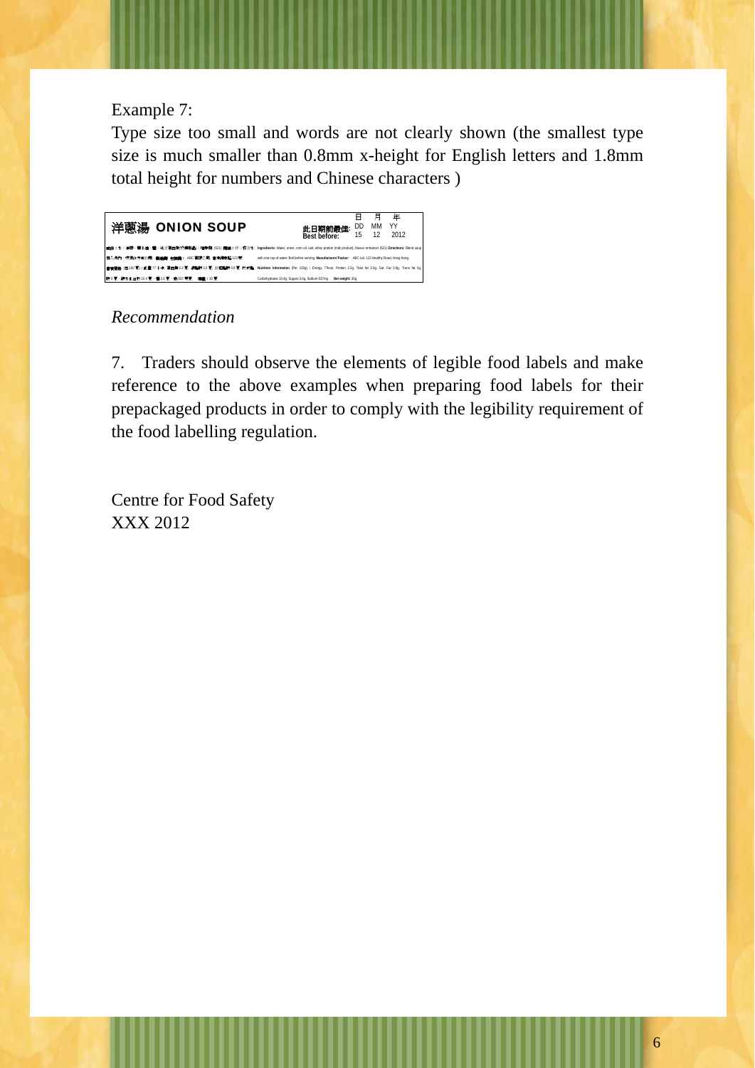Example 7:

Type size too small and words are not clearly shown (the smallest type size is much smaller than 0.8mm x-height for English letters and 1.8mm total height for numbers and Chinese characters )

洋蔥湯 **ONION SOUP**

此日期前最佳: Best before: 日 DD 15 月 MM 12 年 YY 2012

**Ingredients:** Water, onion, corn oil, salt, whey protein (milk product), flavour enhancer (621) **Directions:** Blend soup with one cup of water. Boil before serving. **Manufacturer/Packer:** ABC Ltd. 123 Healthy Road, Hong Kong. **Nutrition Information** (Per 100g) : Energy 77kcal, Protein 2.2g, Total fat 3.0g, Sat. Fat 0.8g, Trans fat 0g, Carbohydrates 10.4g, Sugars 3.6g, Sodium 637mg **Net weight:** 30g

*Recommendation*

7. Traders should observe the elements of legible food labels and make reference to the above examples when preparing food labels for their prepackaged products in order to comply with the legibility requirement of the food labelling regulation.

Centre for Food Safety
XXX 2012